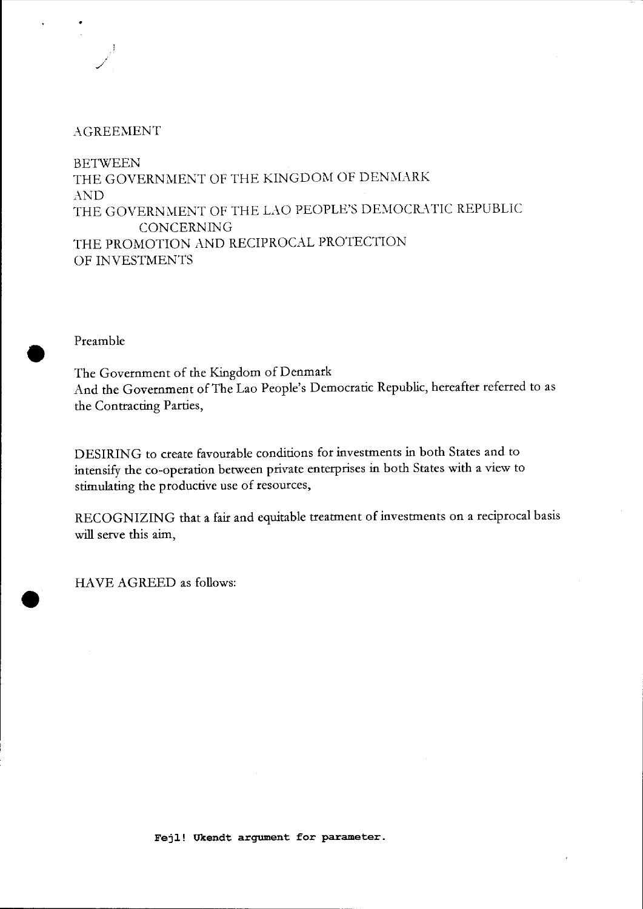# AGREEMENT

BETWEEN
THE GOVERNMENT OF THE KINGDOM OF DENMARK
AND
THE GOVERNMENT OF THE LAO PEOPLE'S DEMOCRATIC REPUBLIC
CONCERNING
THE PROMOTION AND RECIPROCAL PROTECTION
OF INVESTMENTS

## Preamble

The Government of the Kingdom of Denmark
And the Government of The Lao People's Democratic Republic, hereafter referred to as the Contracting Parties,

DESIRING to create favourable conditions for investments in both States and to intensify the co-operation between private enterprises in both States with a view to stimulating the productive use of resources,

RECOGNIZING that a fair and equitable treatment of investments on a reciprocal basis will serve this aim,

HAVE AGREED as follows:

**Fejl! Ukendt argument for parameter.**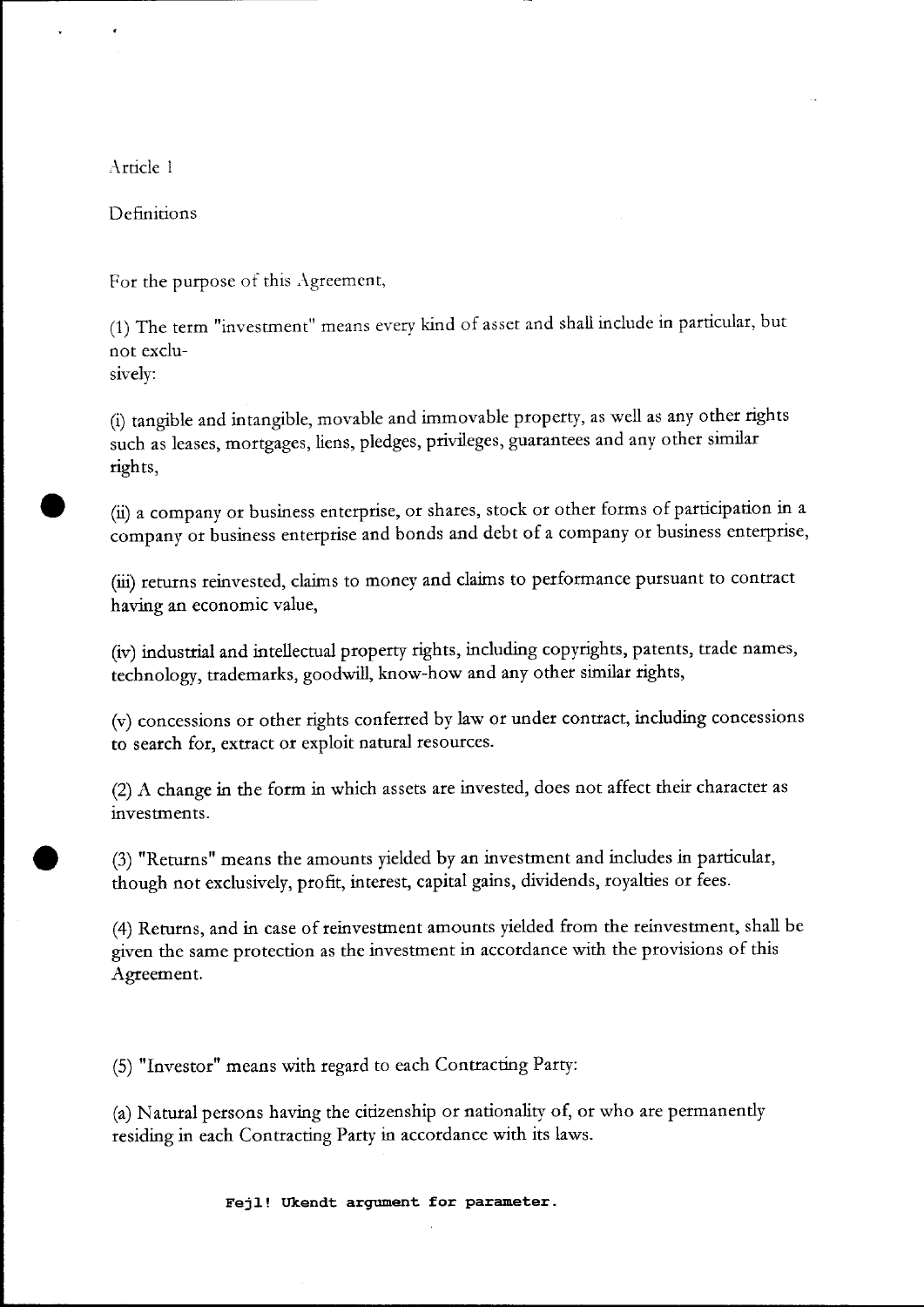Article 1

Definitions

For the purpose of this Agreement,

(1) The term "investment" means every kind of asset and shall include in particular, but not exclusively:

(i) tangible and intangible, movable and immovable property, as well as any other rights such as leases, mortgages, liens, pledges, privileges, guarantees and any other similar rights,

(ii) a company or business enterprise, or shares, stock or other forms of participation in a company or business enterprise and bonds and debt of a company or business enterprise,

(iii) returns reinvested, claims to money and claims to performance pursuant to contract having an economic value,

(iv) industrial and intellectual property rights, including copyrights, patents, trade names, technology, trademarks, goodwill, know-how and any other similar rights,

(v) concessions or other rights conferred by law or under contract, including concessions to search for, extract or exploit natural resources.

(2) A change in the form in which assets are invested, does not affect their character as investments.

(3) "Returns" means the amounts yielded by an investment and includes in particular, though not exclusively, profit, interest, capital gains, dividends, royalties or fees.

(4) Returns, and in case of reinvestment amounts yielded from the reinvestment, shall be given the same protection as the investment in accordance with the provisions of this Agreement.

(5) "Investor" means with regard to each Contracting Party:

(a) Natural persons having the citizenship or nationality of, or who are permanently residing in each Contracting Party in accordance with its laws.

**Fejl! Ukendt argument for parameter.**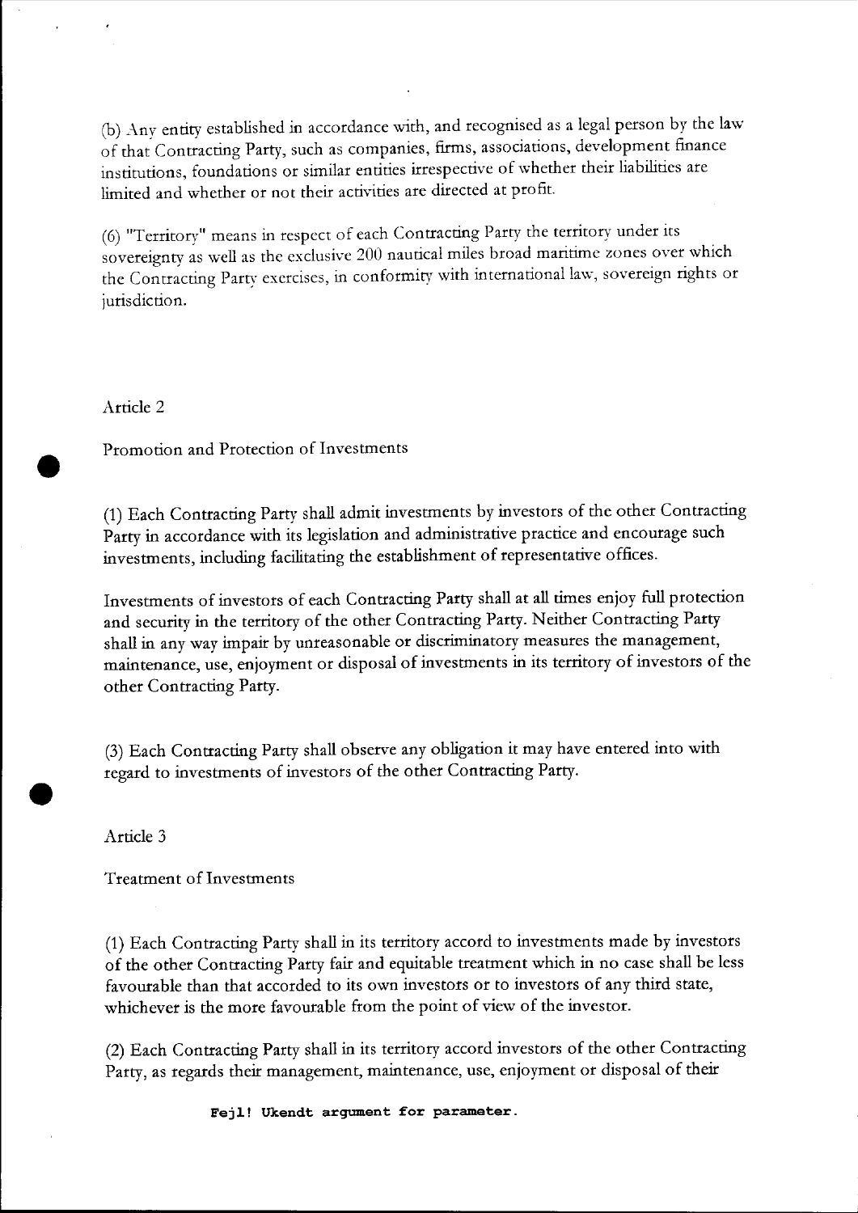(b) Any entity established in accordance with, and recognised as a legal person by the law of that Contracting Party, such as companies, firms, associations, development finance institutions, foundations or similar entities irrespective of whether their liabilities are limited and whether or not their activities are directed at profit.

(6) "Territory" means in respect of each Contracting Party the territory under its sovereignty as well as the exclusive 200 nautical miles broad maritime zones over which the Contracting Party exercises, in conformity with international law, sovereign rights or jurisdiction.

## Article 2

## Promotion and Protection of Investments

(1) Each Contracting Party shall admit investments by investors of the other Contracting Party in accordance with its legislation and administrative practice and encourage such investments, including facilitating the establishment of representative offices.

Investments of investors of each Contracting Party shall at all times enjoy full protection and security in the territory of the other Contracting Party. Neither Contracting Party shall in any way impair by unreasonable or discriminatory measures the management, maintenance, use, enjoyment or disposal of investments in its territory of investors of the other Contracting Party.

(3) Each Contracting Party shall observe any obligation it may have entered into with regard to investments of investors of the other Contracting Party.

## Article 3

## Treatment of Investments

(1) Each Contracting Party shall in its territory accord to investments made by investors of the other Contracting Party fair and equitable treatment which in no case shall be less favourable than that accorded to its own investors or to investors of any third state, whichever is the more favourable from the point of view of the investor.

(2) Each Contracting Party shall in its territory accord investors of the other Contracting Party, as regards their management, maintenance, use, enjoyment or disposal of their

**Fejl! Ukendt argument for parameter.**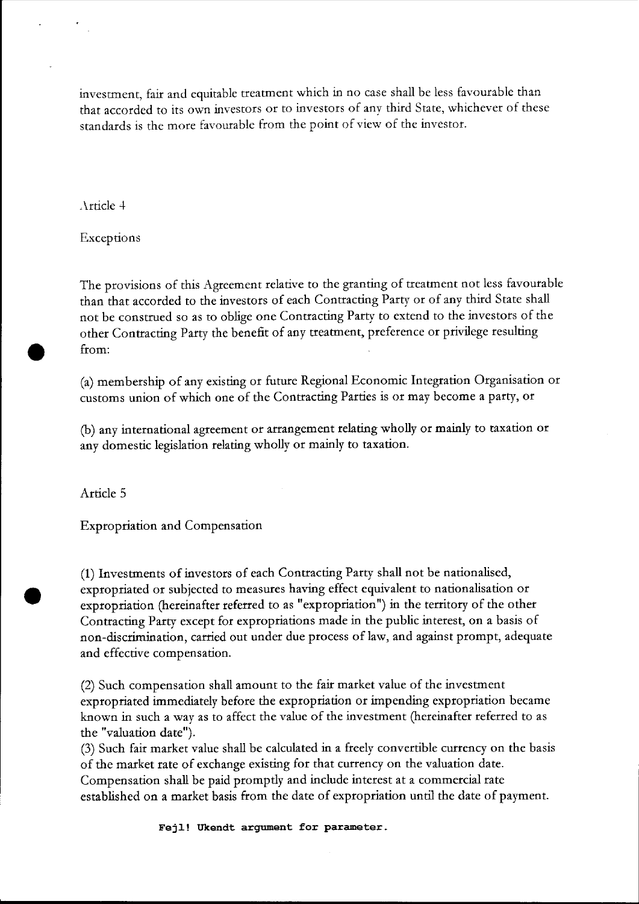investment, fair and equitable treatment which in no case shall be less favourable than that accorded to its own investors or to investors of any third State, whichever of these standards is the more favourable from the point of view of the investor.

Article 4

Exceptions

The provisions of this Agreement relative to the granting of treatment not less favourable than that accorded to the investors of each Contracting Party or of any third State shall not be construed so as to oblige one Contracting Party to extend to the investors of the other Contracting Party the benefit of any treatment, preference or privilege resulting from:

(a) membership of any existing or future Regional Economic Integration Organisation or customs union of which one of the Contracting Parties is or may become a party, or

(b) any international agreement or arrangement relating wholly or mainly to taxation or any domestic legislation relating wholly or mainly to taxation.

Article 5

Expropriation and Compensation

(1) Investments of investors of each Contracting Party shall not be nationalised, expropriated or subjected to measures having effect equivalent to nationalisation or expropriation (hereinafter referred to as "expropriation") in the territory of the other Contracting Party except for expropriations made in the public interest, on a basis of non-discrimination, carried out under due process of law, and against prompt, adequate and effective compensation.

(2) Such compensation shall amount to the fair market value of the investment expropriated immediately before the expropriation or impending expropriation became known in such a way as to affect the value of the investment (hereinafter referred to as the "valuation date").

(3) Such fair market value shall be calculated in a freely convertible currency on the basis of the market rate of exchange existing for that currency on the valuation date. Compensation shall be paid promptly and include interest at a commercial rate established on a market basis from the date of expropriation until the date of payment.

**Fejl! Ukendt argument for parameter.**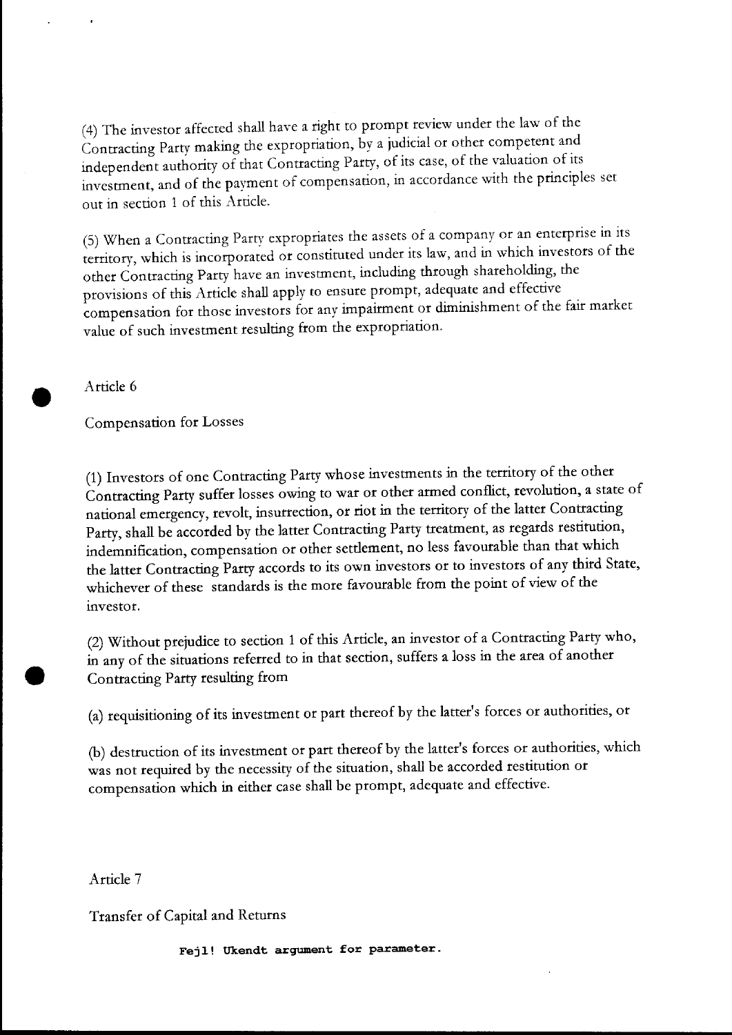(4) The investor affected shall have a right to prompt review under the law of the Contracting Party making the expropriation, by a judicial or other competent and independent authority of that Contracting Party, of its case, of the valuation of its investment, and of the payment of compensation, in accordance with the principles set out in section 1 of this Article.

(5) When a Contracting Party expropriates the assets of a company or an enterprise in its territory, which is incorporated or constituted under its law, and in which investors of the other Contracting Party have an investment, including through shareholding, the provisions of this Article shall apply to ensure prompt, adequate and effective compensation for those investors for any impairment or diminishment of the fair market value of such investment resulting from the expropriation.

## Article 6

## Compensation for Losses

(1) Investors of one Contracting Party whose investments in the territory of the other Contracting Party suffer losses owing to war or other armed conflict, revolution, a state of national emergency, revolt, insurrection, or riot in the territory of the latter Contracting Party, shall be accorded by the latter Contracting Party treatment, as regards restitution, indemnification, compensation or other settlement, no less favourable than that which the latter Contracting Party accords to its own investors or to investors of any third State, whichever of these standards is the more favourable from the point of view of the investor.

(2) Without prejudice to section 1 of this Article, an investor of a Contracting Party who, in any of the situations referred to in that section, suffers a loss in the area of another Contracting Party resulting from

(a) requisitioning of its investment or part thereof by the latter's forces or authorities, or

(b) destruction of its investment or part thereof by the latter's forces or authorities, which was not required by the necessity of the situation, shall be accorded restitution or compensation which in either case shall be prompt, adequate and effective.

## Article 7

## Transfer of Capital and Returns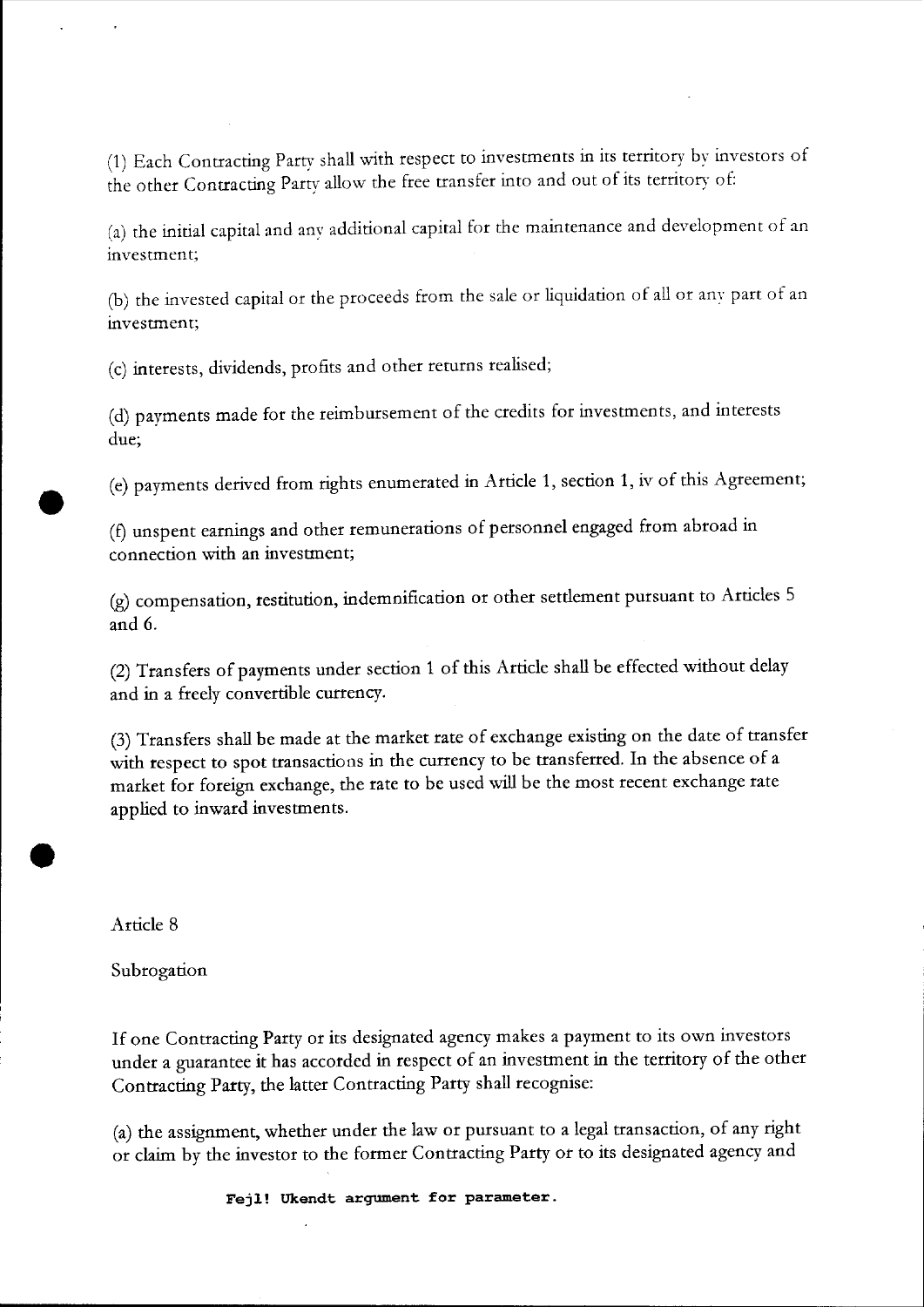(1) Each Contracting Party shall with respect to investments in its territory by investors of the other Contracting Party allow the free transfer into and out of its territory of:

(a) the initial capital and any additional capital for the maintenance and development of an investment;

(b) the invested capital or the proceeds from the sale or liquidation of all or any part of an investment;

(c) interests, dividends, profits and other returns realised;

(d) payments made for the reimbursement of the credits for investments, and interests due;

(e) payments derived from rights enumerated in Article 1, section 1, iv of this Agreement;

(f) unspent earnings and other remunerations of personnel engaged from abroad in connection with an investment;

(g) compensation, restitution, indemnification or other settlement pursuant to Articles 5 and 6.

(2) Transfers of payments under section 1 of this Article shall be effected without delay and in a freely convertible currency.

(3) Transfers shall be made at the market rate of exchange existing on the date of transfer with respect to spot transactions in the currency to be transferred. In the absence of a market for foreign exchange, the rate to be used will be the most recent exchange rate applied to inward investments.

Article 8

Subrogation

If one Contracting Party or its designated agency makes a payment to its own investors under a guarantee it has accorded in respect of an investment in the territory of the other Contracting Party, the latter Contracting Party shall recognise:

(a) the assignment, whether under the law or pursuant to a legal transaction, of any right or claim by the investor to the former Contracting Party or to its designated agency and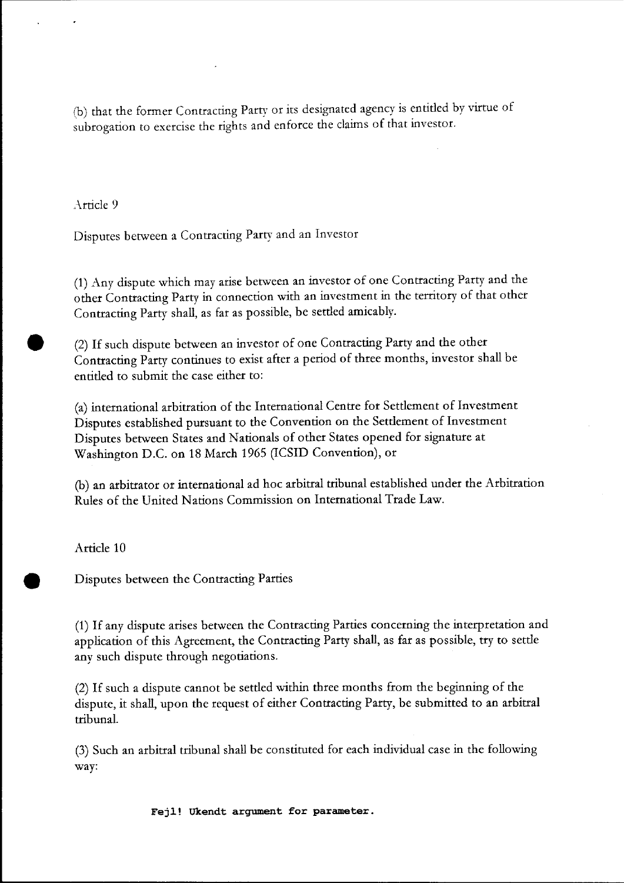(b) that the former Contracting Party or its designated agency is entitled by virtue of subrogation to exercise the rights and enforce the claims of that investor.

Article 9

Disputes between a Contracting Party and an Investor

(1) Any dispute which may arise between an investor of one Contracting Party and the other Contracting Party in connection with an investment in the territory of that other Contracting Party shall, as far as possible, be settled amicably.

(2) If such dispute between an investor of one Contracting Party and the other Contracting Party continues to exist after a period of three months, investor shall be entitled to submit the case either to:

(a) international arbitration of the International Centre for Settlement of Investment Disputes established pursuant to the Convention on the Settlement of Investment Disputes between States and Nationals of other States opened for signature at Washington D.C. on 18 March 1965 (ICSID Convention), or

(b) an arbitrator or international ad hoc arbitral tribunal established under the Arbitration Rules of the United Nations Commission on International Trade Law.

Article 10

Disputes between the Contracting Parties

(1) If any dispute arises between the Contracting Parties concerning the interpretation and application of this Agreement, the Contracting Party shall, as far as possible, try to settle any such dispute through negotiations.

(2) If such a dispute cannot be settled within three months from the beginning of the dispute, it shall, upon the request of either Contracting Party, be submitted to an arbitral tribunal.

(3) Such an arbitral tribunal shall be constituted for each individual case in the following way: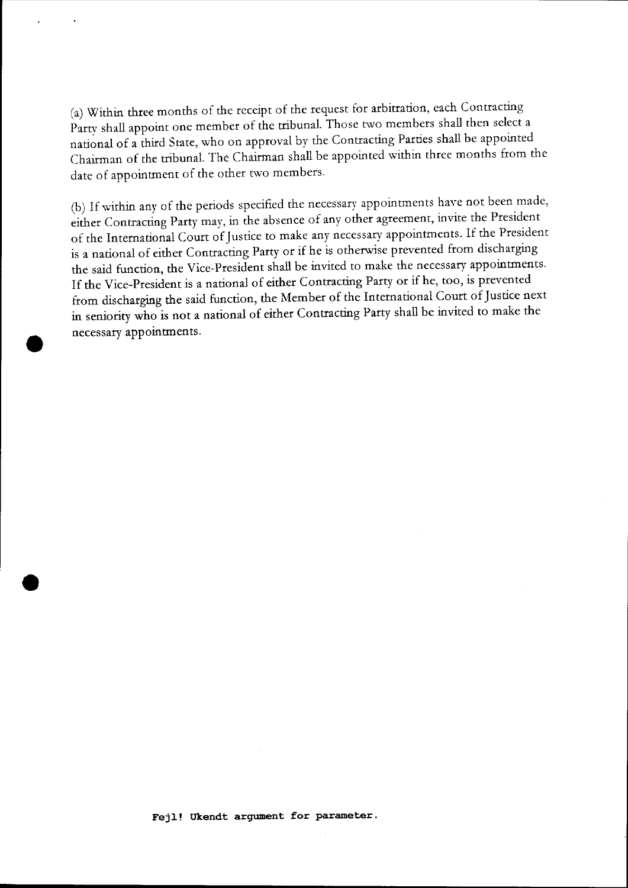(a) Within three months of the receipt of the request for arbitration, each Contracting Party shall appoint one member of the tribunal. Those two members shall then select a national of a third State, who on approval by the Contracting Parties shall be appointed Chairman of the tribunal. The Chairman shall be appointed within three months from the date of appointment of the other two members.

(b) If within any of the periods specified the necessary appointments have not been made, either Contracting Party may, in the absence of any other agreement, invite the President of the International Court of Justice to make any necessary appointments. If the President is a national of either Contracting Party or if he is otherwise prevented from discharging the said function, the Vice-President shall be invited to make the necessary appointments. If the Vice-President is a national of either Contracting Party or if he, too, is prevented from discharging the said function, the Member of the International Court of Justice next in seniority who is not a national of either Contracting Party shall be invited to make the necessary appointments.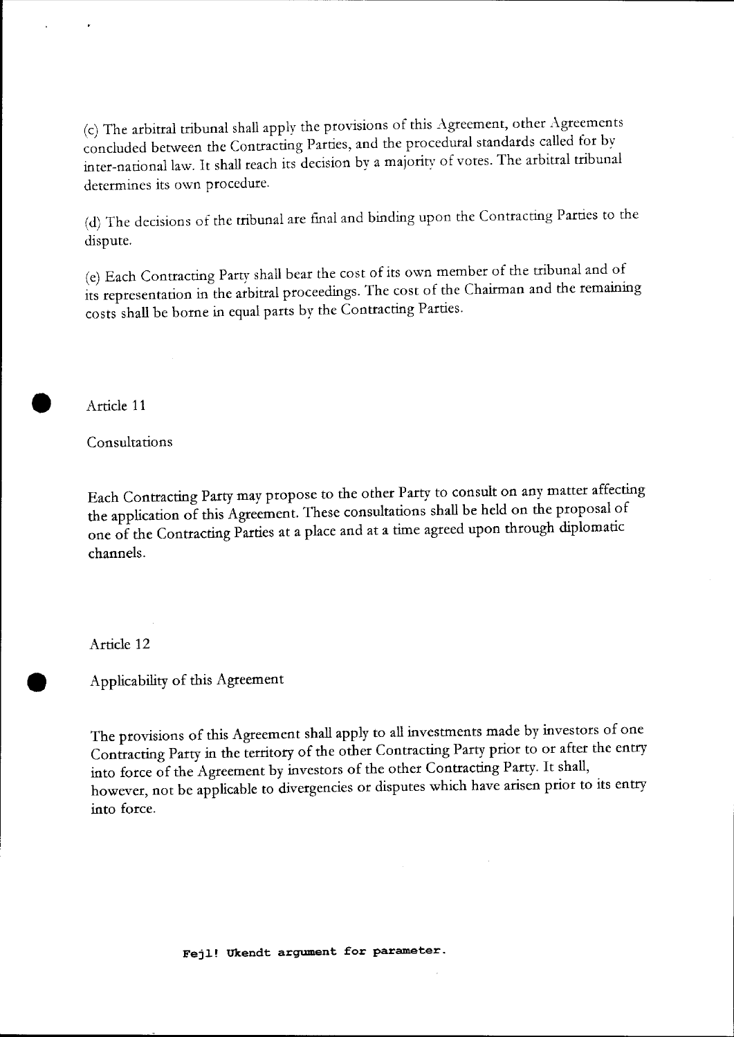(c) The arbitral tribunal shall apply the provisions of this Agreement, other Agreements concluded between the Contracting Parties, and the procedural standards called for by inter-national law. It shall reach its decision by a majority of votes. The arbitral tribunal determines its own procedure.

(d) The decisions of the tribunal are final and binding upon the Contracting Parties to the dispute.

(e) Each Contracting Party shall bear the cost of its own member of the tribunal and of its representation in the arbitral proceedings. The cost of the Chairman and the remaining costs shall be borne in equal parts by the Contracting Parties.

## Article 11

### Consultations

Each Contracting Party may propose to the other Party to consult on any matter affecting the application of this Agreement. These consultations shall be held on the proposal of one of the Contracting Parties at a place and at a time agreed upon through diplomatic channels.

## Article 12

### Applicability of this Agreement

The provisions of this Agreement shall apply to all investments made by investors of one Contracting Party in the territory of the other Contracting Party prior to or after the entry into force of the Agreement by investors of the other Contracting Party. It shall, however, not be applicable to divergencies or disputes which have arisen prior to its entry into force.

**Fejl! Ukendt argument for parameter.**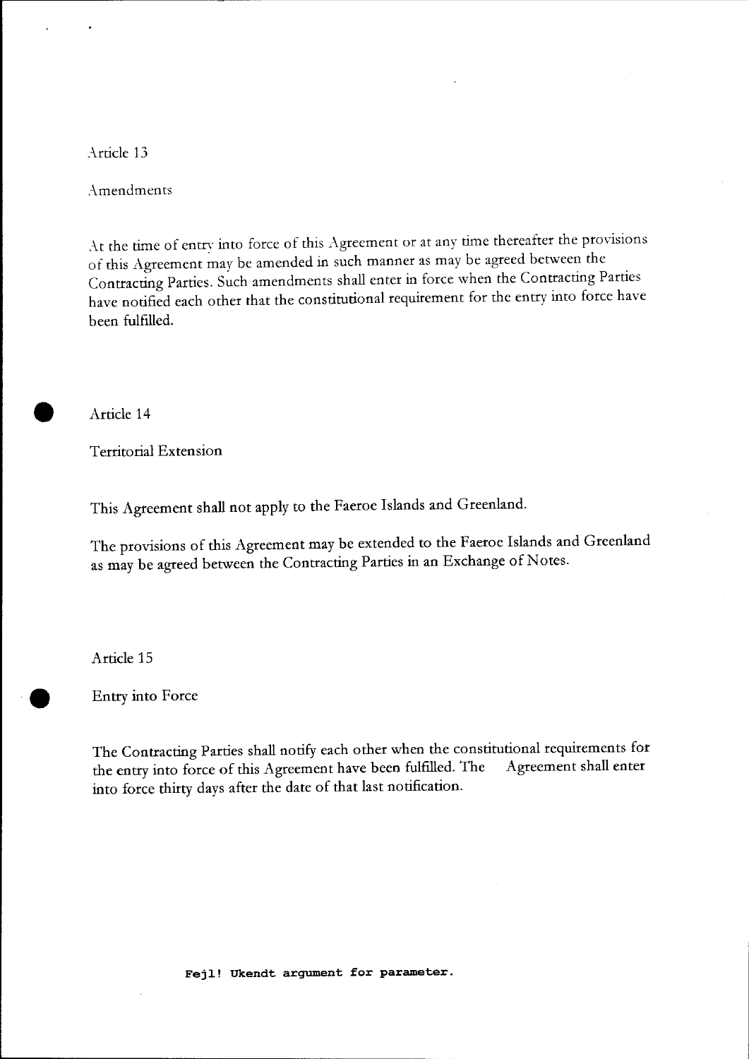Article 13

Amendments

At the time of entry into force of this Agreement or at any time thereafter the provisions of this Agreement may be amended in such manner as may be agreed between the Contracting Parties. Such amendments shall enter in force when the Contracting Parties have notified each other that the constitutional requirement for the entry into force have been fulfilled.

Article 14

Territorial Extension

This Agreement shall not apply to the Faeroe Islands and Greenland.

The provisions of this Agreement may be extended to the Faeroe Islands and Greenland as may be agreed between the Contracting Parties in an Exchange of Notes.

Article 15

Entry into Force

The Contracting Parties shall notify each other when the constitutional requirements for the entry into force of this Agreement have been fulfilled. The Agreement shall enter into force thirty days after the date of that last notification.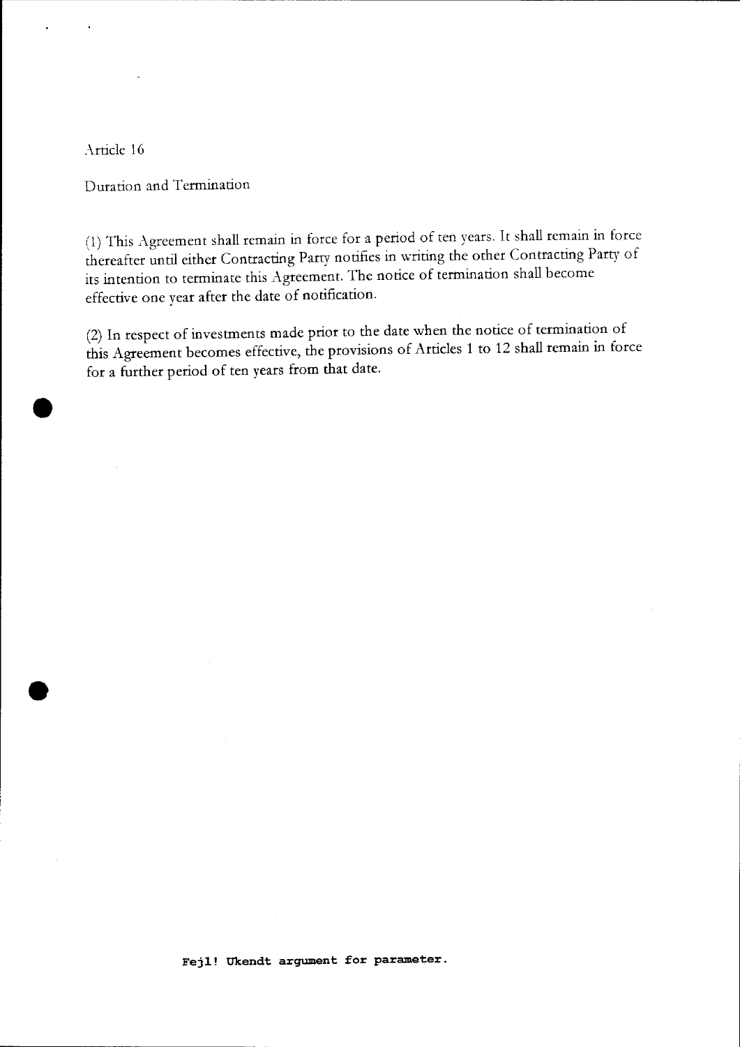Article 16

Duration and Termination

(1) This Agreement shall remain in force for a period of ten years. It shall remain in force thereafter until either Contracting Party notifies in writing the other Contracting Party of its intention to terminate this Agreement. The notice of termination shall become effective one year after the date of notification.

(2) In respect of investments made prior to the date when the notice of termination of this Agreement becomes effective, the provisions of Articles 1 to 12 shall remain in force for a further period of ten years from that date.

**Fejl! Ukendt argument for parameter.**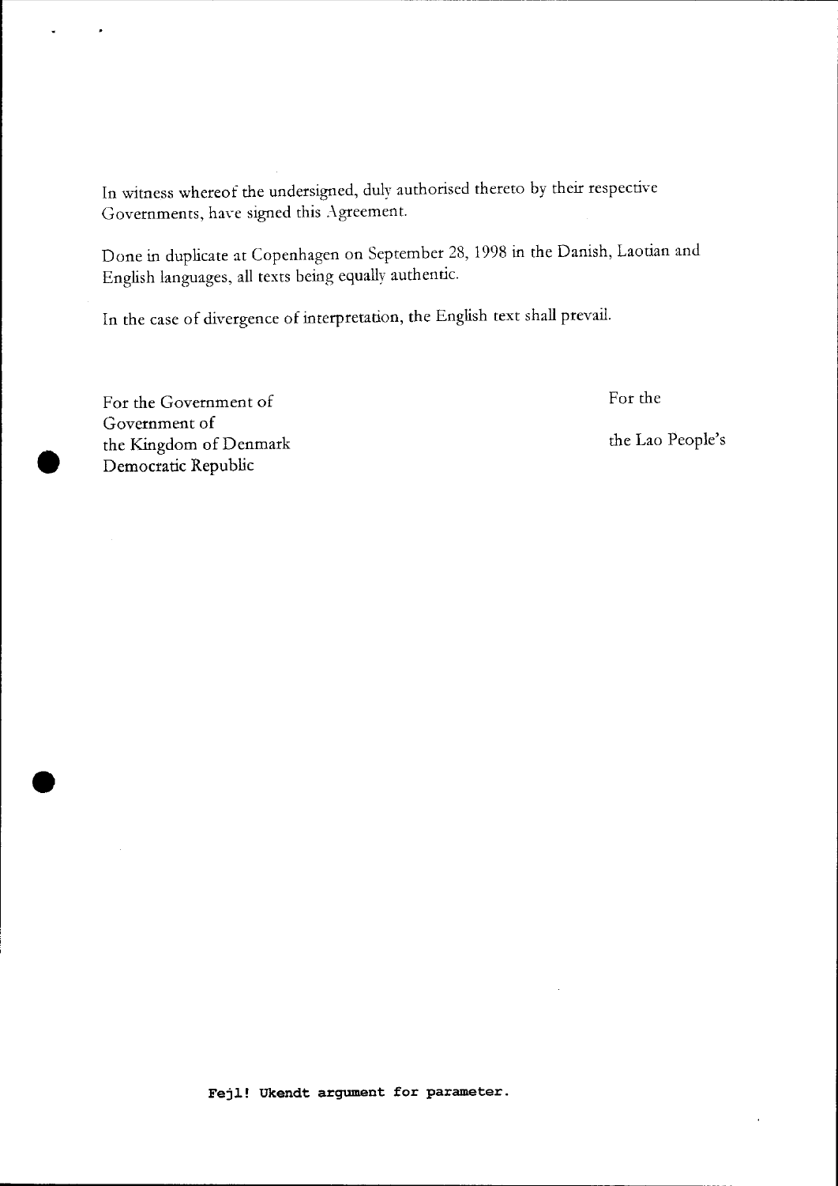In witness whereof the undersigned, duly authorised thereto by their respective Governments, have signed this Agreement.

Done in duplicate at Copenhagen on September 28, 1998 in the Danish, Laotian and English languages, all texts being equally authentic.

In the case of divergence of interpretation, the English text shall prevail.

| | |
|---|---|
| For the Government of | For the |
| Government of | |
| the Kingdom of Denmark | the Lao People's |
| Democratic Republic | |